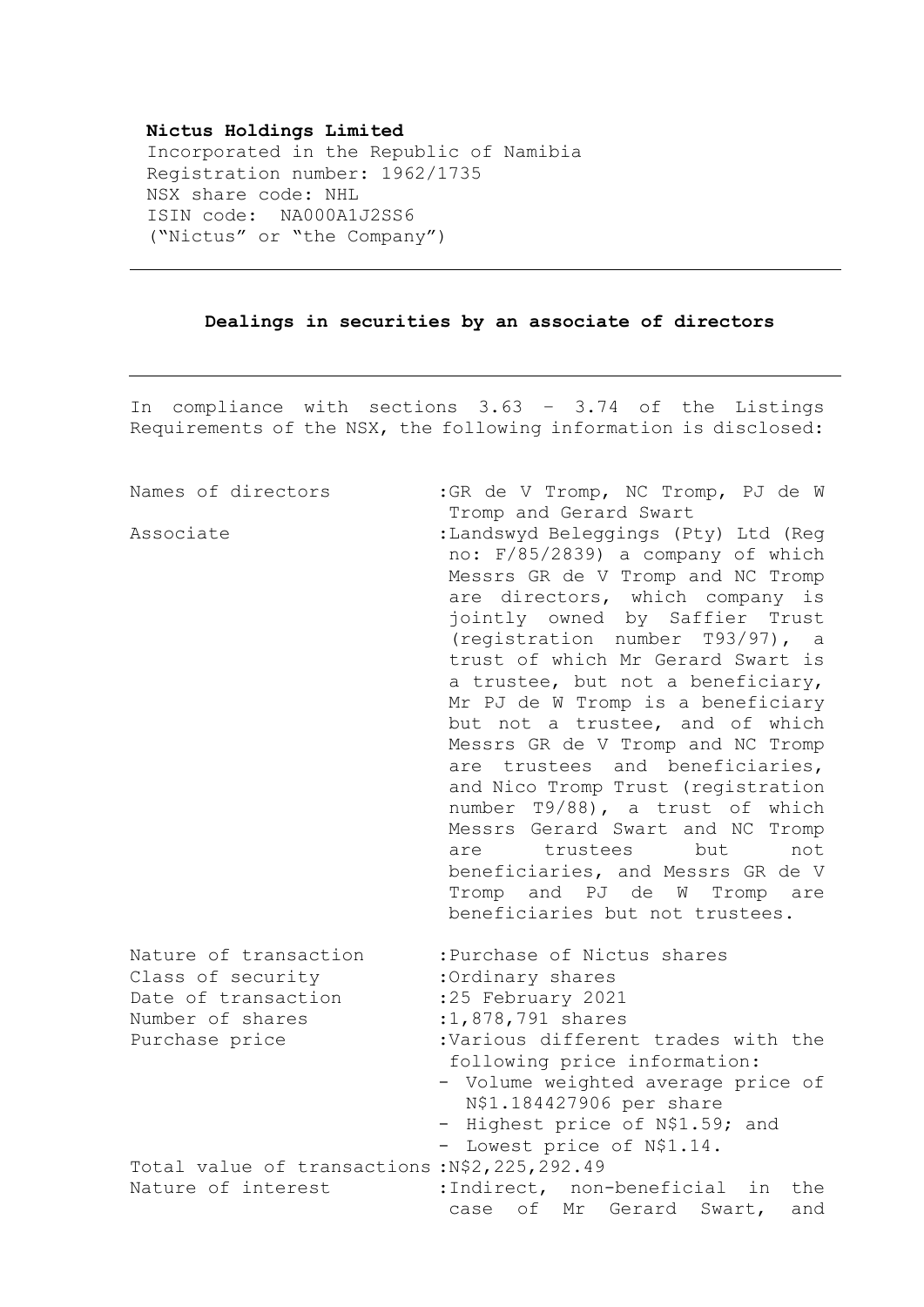**Nictus Holdings Limited**
Incorporated in the Republic of Namibia
Registration number: 1962/1735
NSX share code: NHL
ISIN code: NA000A1J2SS6
("Nictus" or "the Company")

---

**Dealings in securities by an associate of directors**

---

In compliance with sections 3.63 – 3.74 of the Listings Requirements of the NSX, the following information is disclosed:

| | |
|---|---|
| Names of directors | :GR de V Tromp, NC Tromp, PJ de W Tromp and Gerard Swart |
| Associate | :Landswyd Beleggings (Pty) Ltd (Reg no: F/85/2839) a company of which Messrs GR de V Tromp and NC Tromp are directors, which company is jointly owned by Saffier Trust (registration number T93/97), a trust of which Mr Gerard Swart is a trustee, but not a beneficiary, Mr PJ de W Tromp is a beneficiary but not a trustee, and of which Messrs GR de V Tromp and NC Tromp are trustees and beneficiaries, and Nico Tromp Trust (registration number T9/88), a trust of which Messrs Gerard Swart and NC Tromp are trustees but not beneficiaries, and Messrs GR de V Tromp and PJ de W Tromp are beneficiaries but not trustees. |
| Nature of transaction | :Purchase of Nictus shares |
| Class of security | :Ordinary shares |
| Date of transaction | :25 February 2021 |
| Number of shares | :1,878,791 shares |
| Purchase price | :Various different trades with the following price information:<br>- Volume weighted average price of N$1.184427906 per share<br>- Highest price of N$1.59; and<br>- Lowest price of N$1.14. |
| Total value of transactions | :N$2,225,292.49 |
| Nature of interest | :Indirect, non-beneficial in the case of Mr Gerard Swart, and |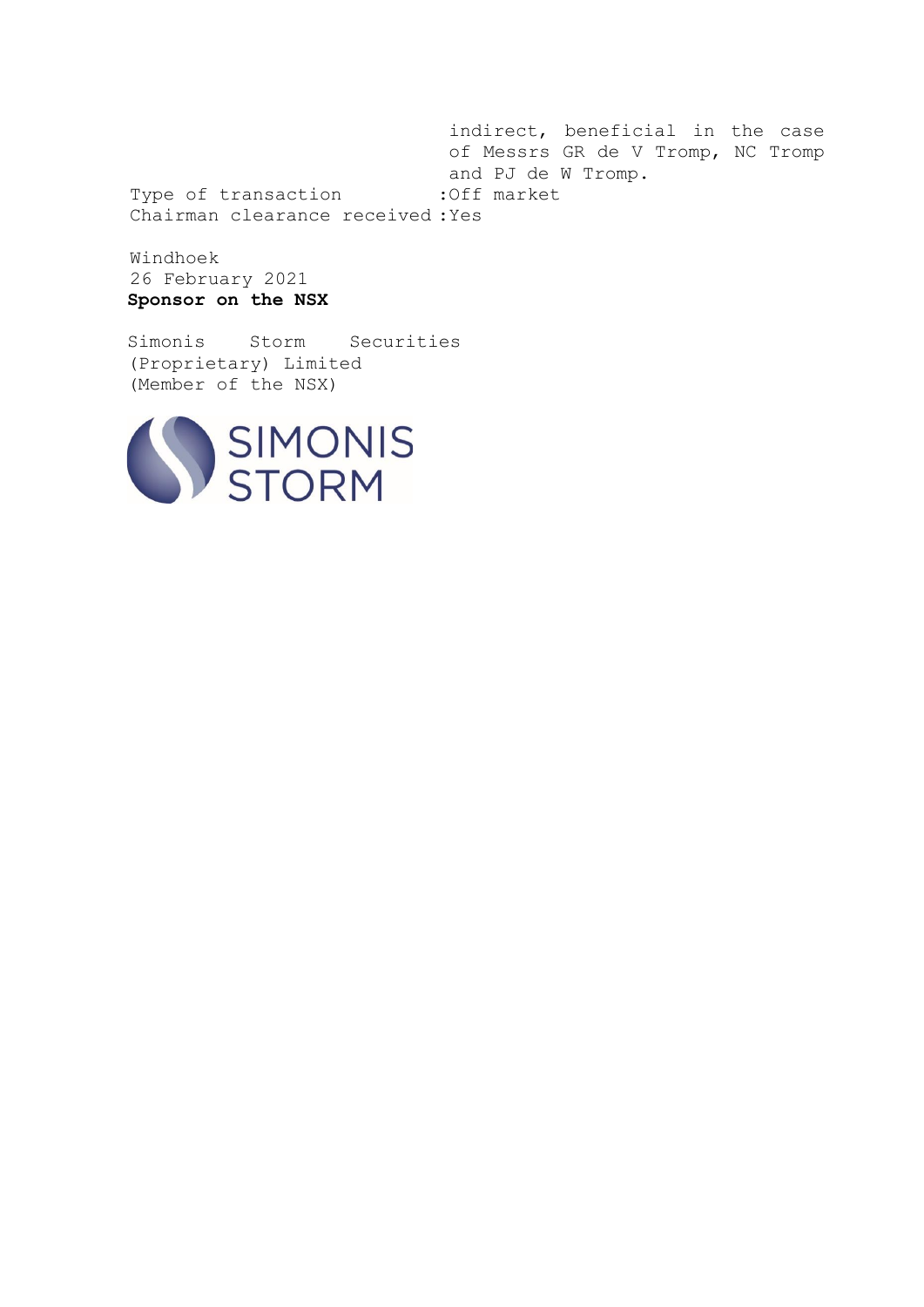| | |
|---|---|
| | indirect, beneficial in the case of Messrs GR de V Tromp, NC Tromp and PJ de W Tromp. |
| Type of transaction | :Off market |
| Chairman clearance received | :Yes |

Windhoek
26 February 2021

**Sponsor on the NSX**

Simonis Storm Securities (Proprietary) Limited
(Member of the NSX)

SIMONIS STORM